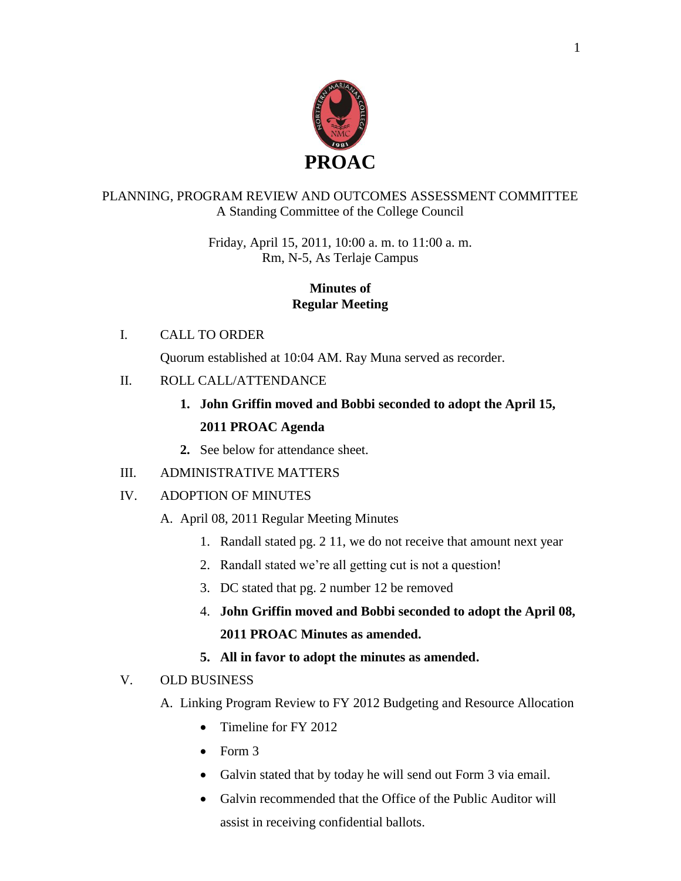# PROAC

PLANNING, PROGRAM REVIEW AND OUTCOMES ASSESSMENT COMMITTEE
A Standing Committee of the College Council

Friday, April 15, 2011, 10:00 a. m. to 11:00 a. m.
Rm, N-5, As Terlaje Campus

## Minutes of Regular Meeting

I. CALL TO ORDER

Quorum established at 10:04 AM. Ray Muna served as recorder.

II. ROLL CALL/ATTENDANCE

1. **John Griffin moved and Bobbi seconded to adopt the April 15, 2011 PROAC Agenda**
2. See below for attendance sheet.

III. ADMINISTRATIVE MATTERS

IV. ADOPTION OF MINUTES

A. April 08, 2011 Regular Meeting Minutes

1. Randall stated pg. 2 11, we do not receive that amount next year
2. Randall stated we're all getting cut is not a question!
3. DC stated that pg. 2 number 12 be removed
4. **John Griffin moved and Bobbi seconded to adopt the April 08, 2011 PROAC Minutes as amended.**
5. **All in favor to adopt the minutes as amended.**

V. OLD BUSINESS

A. Linking Program Review to FY 2012 Budgeting and Resource Allocation

- Timeline for FY 2012
- Form 3
- Galvin stated that by today he will send out Form 3 via email.
- Galvin recommended that the Office of the Public Auditor will assist in receiving confidential ballots.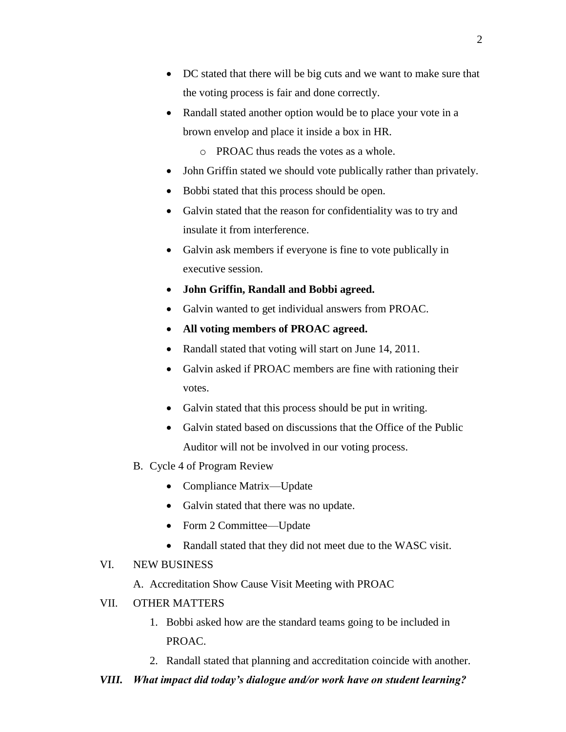- DC stated that there will be big cuts and we want to make sure that the voting process is fair and done correctly.
- Randall stated another option would be to place your vote in a brown envelop and place it inside a box in HR.
    - PROAC thus reads the votes as a whole.
- John Griffin stated we should vote publically rather than privately.
- Bobbi stated that this process should be open.
- Galvin stated that the reason for confidentiality was to try and insulate it from interference.
- Galvin ask members if everyone is fine to vote publically in executive session.
- **John Griffin, Randall and Bobbi agreed.**
- Galvin wanted to get individual answers from PROAC.
- **All voting members of PROAC agreed.**
- Randall stated that voting will start on June 14, 2011.
- Galvin asked if PROAC members are fine with rationing their votes.
- Galvin stated that this process should be put in writing.
- Galvin stated based on discussions that the Office of the Public Auditor will not be involved in our voting process.

B. Cycle 4 of Program Review

- Compliance Matrix—Update
- Galvin stated that there was no update.
- Form 2 Committee—Update
- Randall stated that they did not meet due to the WASC visit.

VI. NEW BUSINESS

A. Accreditation Show Cause Visit Meeting with PROAC

VII. OTHER MATTERS

1. Bobbi asked how are the standard teams going to be included in PROAC.
2. Randall stated that planning and accreditation coincide with another.

***VIII. What impact did today's dialogue and/or work have on student learning?***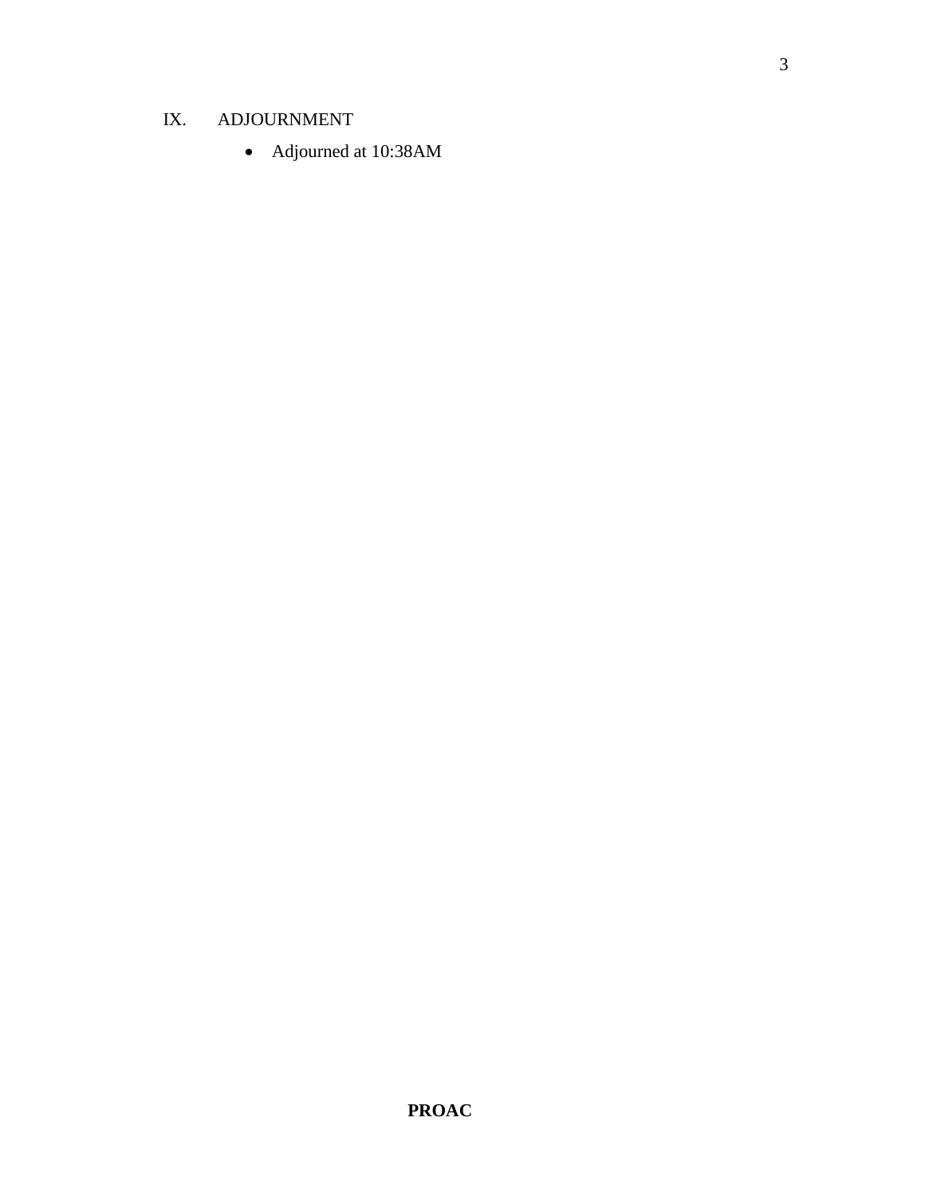IX. ADJOURNMENT

- Adjourned at 10:38AM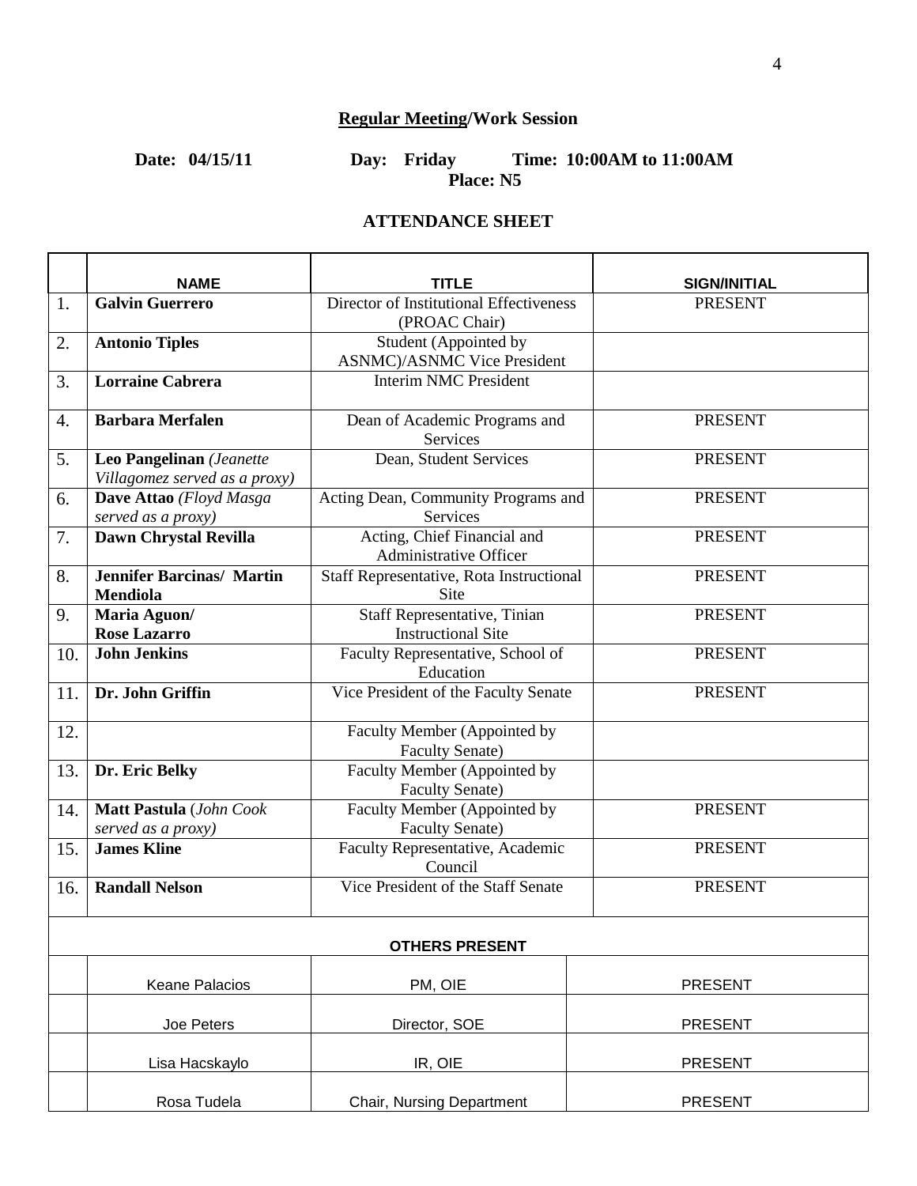**Regular Meeting/Work Session**

**Date: 04/15/11 Day: Friday Time: 10:00AM to 11:00AM**
**Place: N5**

**ATTENDANCE SHEET**

| | NAME | TITLE | SIGN/INITIAL |
|---|---|---|---|
| 1. | **Galvin Guerrero** | Director of Institutional Effectiveness (PROAC Chair) | PRESENT |
| 2. | **Antonio Tiples** | Student (Appointed by ASNMC)/ASNMC Vice President | |
| 3. | **Lorraine Cabrera** | Interim NMC President | |
| 4. | **Barbara Merfalen** | Dean of Academic Programs and Services | PRESENT |
| 5. | **Leo Pangelinan** *(Jeanette Villagomez served as a proxy)* | Dean, Student Services | PRESENT |
| 6. | **Dave Attao** *(Floyd Masga served as a proxy)* | Acting Dean, Community Programs and Services | PRESENT |
| 7. | **Dawn Chrystal Revilla** | Acting, Chief Financial and Administrative Officer | PRESENT |
| 8. | **Jennifer Barcinas/ Martin Mendiola** | Staff Representative, Rota Instructional Site | PRESENT |
| 9. | **Maria Aguon/ Rose Lazarro** | Staff Representative, Tinian Instructional Site | PRESENT |
| 10. | **John Jenkins** | Faculty Representative, School of Education | PRESENT |
| 11. | **Dr. John Griffin** | Vice President of the Faculty Senate | PRESENT |
| 12. | | Faculty Member (Appointed by Faculty Senate) | |
| 13. | **Dr. Eric Belky** | Faculty Member (Appointed by Faculty Senate) | |
| 14. | **Matt Pastula** (*John Cook served as a proxy)* | Faculty Member (Appointed by Faculty Senate) | PRESENT |
| 15. | **James Kline** | Faculty Representative, Academic Council | PRESENT |
| 16. | **Randall Nelson** | Vice President of the Staff Senate | PRESENT |
| | **OTHERS PRESENT** | | |
| | Keane Palacios | PM, OIE | PRESENT |
| | Joe Peters | Director, SOE | PRESENT |
| | Lisa Hacskaylo | IR, OIE | PRESENT |
| | Rosa Tudela | Chair, Nursing Department | PRESENT |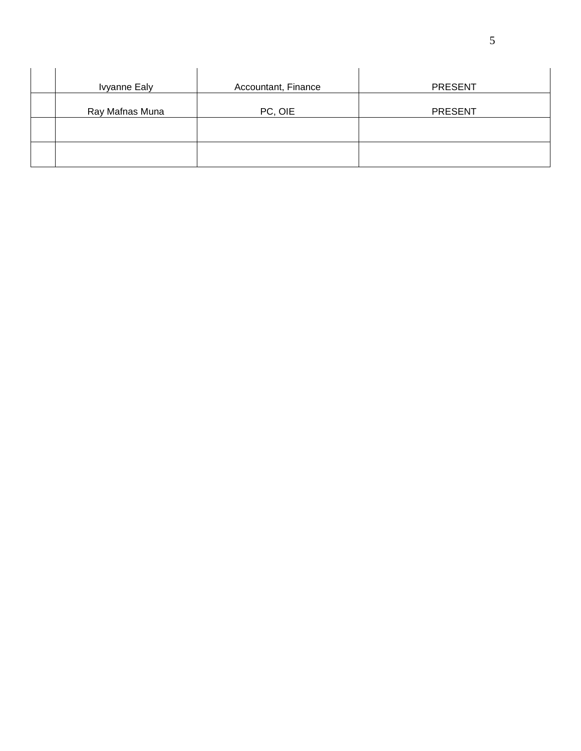| | | | |
|---|---|---|---|
| | Ivyanne Ealy | Accountant, Finance | PRESENT |
| | Ray Mafnas Muna | PC, OIE | PRESENT |
| | | | |
| | | | |